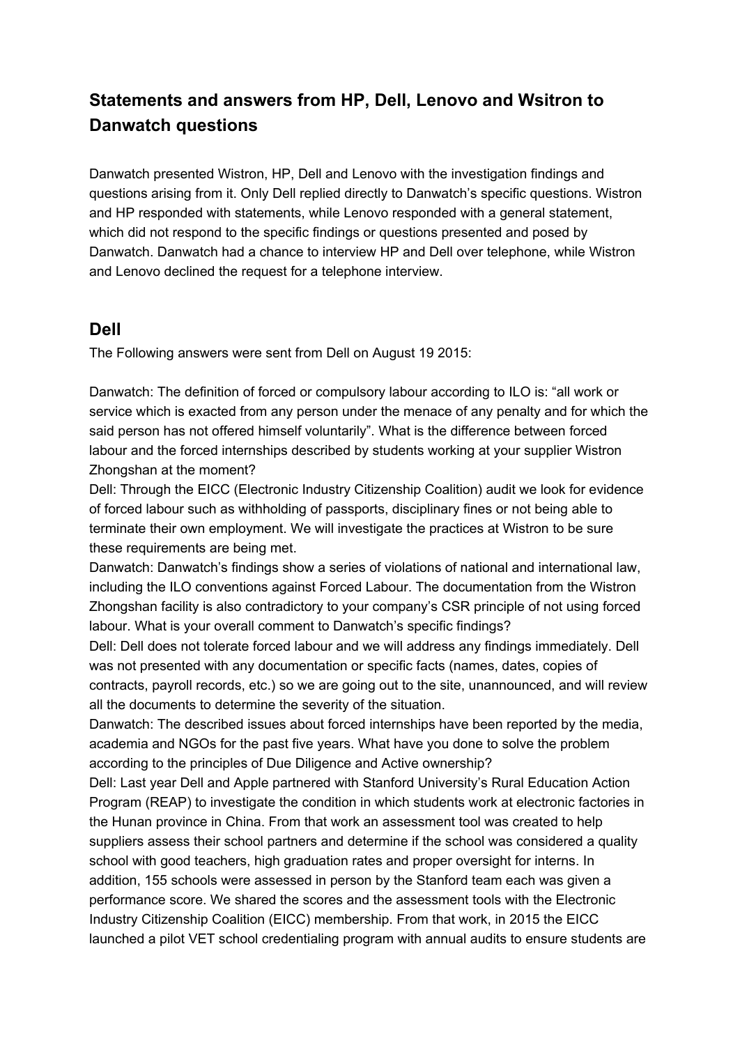# Statements and answers from HP, Dell, Lenovo and Wsitron to Danwatch questions

Danwatch presented Wistron, HP, Dell and Lenovo with the investigation findings and questions arising from it. Only Dell replied directly to Danwatch's specific questions. Wistron and HP responded with statements, while Lenovo responded with a general statement, which did not respond to the specific findings or questions presented and posed by Danwatch. Danwatch had a chance to interview HP and Dell over telephone, while Wistron and Lenovo declined the request for a telephone interview.

## Dell

The Following answers were sent from Dell on August 19 2015:

Danwatch: The definition of forced or compulsory labour according to ILO is: "all work or service which is exacted from any person under the menace of any penalty and for which the said person has not offered himself voluntarily". What is the difference between forced labour and the forced internships described by students working at your supplier Wistron Zhongshan at the moment?

Dell: Through the EICC (Electronic Industry Citizenship Coalition) audit we look for evidence of forced labour such as withholding of passports, disciplinary fines or not being able to terminate their own employment. We will investigate the practices at Wistron to be sure these requirements are being met.

Danwatch: Danwatch's findings show a series of violations of national and international law, including the ILO conventions against Forced Labour. The documentation from the Wistron Zhongshan facility is also contradictory to your company's CSR principle of not using forced labour. What is your overall comment to Danwatch's specific findings?

Dell: Dell does not tolerate forced labour and we will address any findings immediately. Dell was not presented with any documentation or specific facts (names, dates, copies of contracts, payroll records, etc.) so we are going out to the site, unannounced, and will review all the documents to determine the severity of the situation.

Danwatch: The described issues about forced internships have been reported by the media, academia and NGOs for the past five years. What have you done to solve the problem according to the principles of Due Diligence and Active ownership?

Dell: Last year Dell and Apple partnered with Stanford University's Rural Education Action Program (REAP) to investigate the condition in which students work at electronic factories in the Hunan province in China. From that work an assessment tool was created to help suppliers assess their school partners and determine if the school was considered a quality school with good teachers, high graduation rates and proper oversight for interns. In addition, 155 schools were assessed in person by the Stanford team each was given a performance score. We shared the scores and the assessment tools with the Electronic Industry Citizenship Coalition (EICC) membership. From that work, in 2015 the EICC launched a pilot VET school credentialing program with annual audits to ensure students are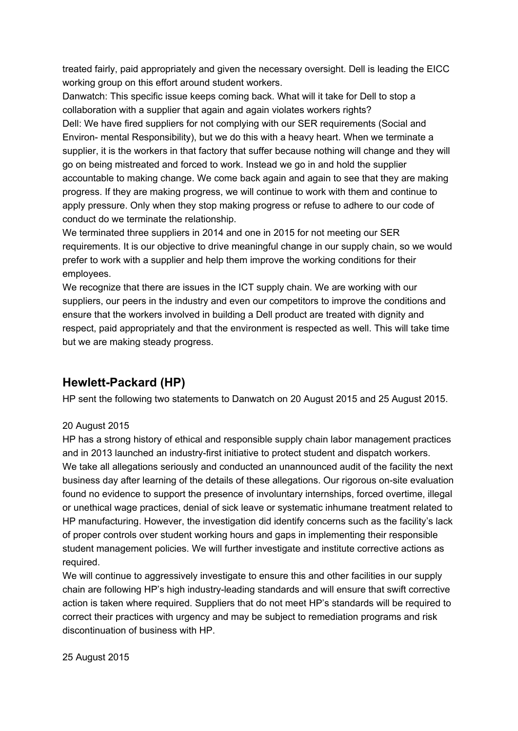treated fairly, paid appropriately and given the necessary oversight. Dell is leading the EICC working group on this effort around student workers.

Danwatch: This specific issue keeps coming back. What will it take for Dell to stop a collaboration with a supplier that again and again violates workers rights?

Dell: We have fired suppliers for not complying with our SER requirements (Social and Environ- mental Responsibility), but we do this with a heavy heart. When we terminate a supplier, it is the workers in that factory that suffer because nothing will change and they will go on being mistreated and forced to work. Instead we go in and hold the supplier accountable to making change. We come back again and again to see that they are making progress. If they are making progress, we will continue to work with them and continue to apply pressure. Only when they stop making progress or refuse to adhere to our code of conduct do we terminate the relationship.

We terminated three suppliers in 2014 and one in 2015 for not meeting our SER requirements. It is our objective to drive meaningful change in our supply chain, so we would prefer to work with a supplier and help them improve the working conditions for their employees.

We recognize that there are issues in the ICT supply chain. We are working with our suppliers, our peers in the industry and even our competitors to improve the conditions and ensure that the workers involved in building a Dell product are treated with dignity and respect, paid appropriately and that the environment is respected as well. This will take time but we are making steady progress.

## Hewlett-Packard (HP)

HP sent the following two statements to Danwatch on 20 August 2015 and 25 August 2015.

20 August 2015

HP has a strong history of ethical and responsible supply chain labor management practices and in 2013 launched an industry-first initiative to protect student and dispatch workers.

We take all allegations seriously and conducted an unannounced audit of the facility the next business day after learning of the details of these allegations. Our rigorous on-site evaluation found no evidence to support the presence of involuntary internships, forced overtime, illegal or unethical wage practices, denial of sick leave or systematic inhumane treatment related to HP manufacturing. However, the investigation did identify concerns such as the facility's lack of proper controls over student working hours and gaps in implementing their responsible student management policies. We will further investigate and institute corrective actions as required.

We will continue to aggressively investigate to ensure this and other facilities in our supply chain are following HP's high industry-leading standards and will ensure that swift corrective action is taken where required. Suppliers that do not meet HP's standards will be required to correct their practices with urgency and may be subject to remediation programs and risk discontinuation of business with HP.

25 August 2015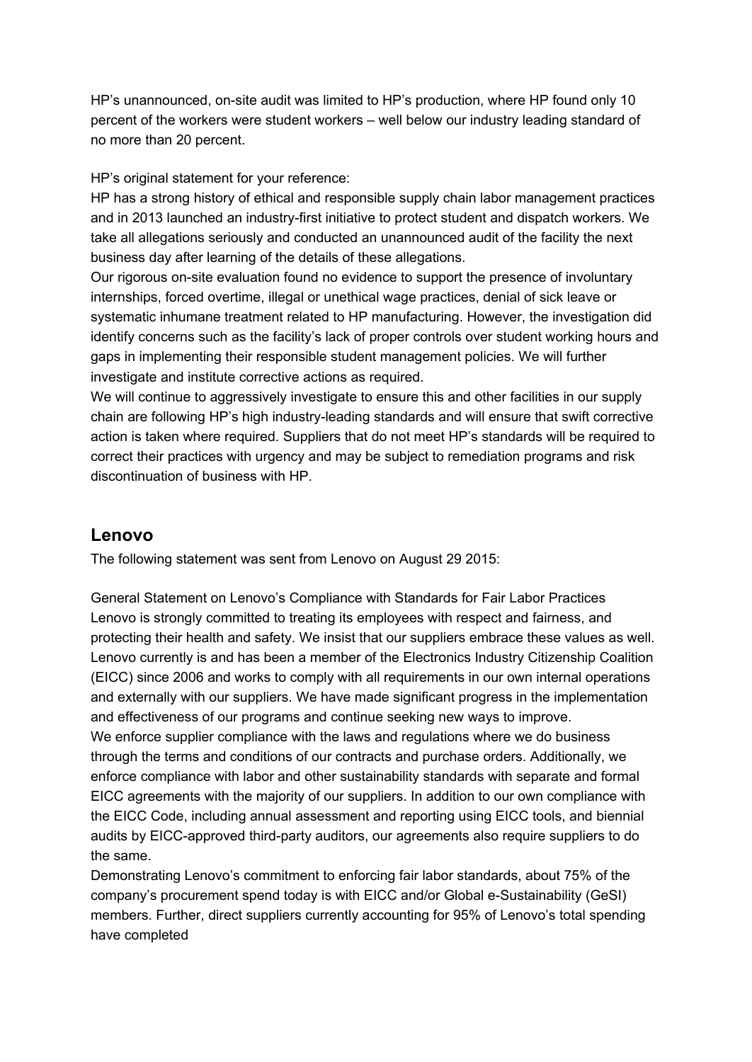HP's unannounced, on-site audit was limited to HP's production, where HP found only 10 percent of the workers were student workers – well below our industry leading standard of no more than 20 percent.

HP's original statement for your reference:
HP has a strong history of ethical and responsible supply chain labor management practices and in 2013 launched an industry-first initiative to protect student and dispatch workers. We take all allegations seriously and conducted an unannounced audit of the facility the next business day after learning of the details of these allegations.
Our rigorous on-site evaluation found no evidence to support the presence of involuntary internships, forced overtime, illegal or unethical wage practices, denial of sick leave or systematic inhumane treatment related to HP manufacturing. However, the investigation did identify concerns such as the facility's lack of proper controls over student working hours and gaps in implementing their responsible student management policies. We will further investigate and institute corrective actions as required.
We will continue to aggressively investigate to ensure this and other facilities in our supply chain are following HP's high industry-leading standards and will ensure that swift corrective action is taken where required. Suppliers that do not meet HP's standards will be required to correct their practices with urgency and may be subject to remediation programs and risk discontinuation of business with HP.

## Lenovo

The following statement was sent from Lenovo on August 29 2015:

General Statement on Lenovo's Compliance with Standards for Fair Labor Practices
Lenovo is strongly committed to treating its employees with respect and fairness, and protecting their health and safety. We insist that our suppliers embrace these values as well. Lenovo currently is and has been a member of the Electronics Industry Citizenship Coalition (EICC) since 2006 and works to comply with all requirements in our own internal operations and externally with our suppliers. We have made significant progress in the implementation and effectiveness of our programs and continue seeking new ways to improve.
We enforce supplier compliance with the laws and regulations where we do business through the terms and conditions of our contracts and purchase orders. Additionally, we enforce compliance with labor and other sustainability standards with separate and formal EICC agreements with the majority of our suppliers. In addition to our own compliance with the EICC Code, including annual assessment and reporting using EICC tools, and biennial audits by EICC-approved third-party auditors, our agreements also require suppliers to do the same.
Demonstrating Lenovo's commitment to enforcing fair labor standards, about 75% of the company's procurement spend today is with EICC and/or Global e-Sustainability (GeSI) members. Further, direct suppliers currently accounting for 95% of Lenovo's total spending have completed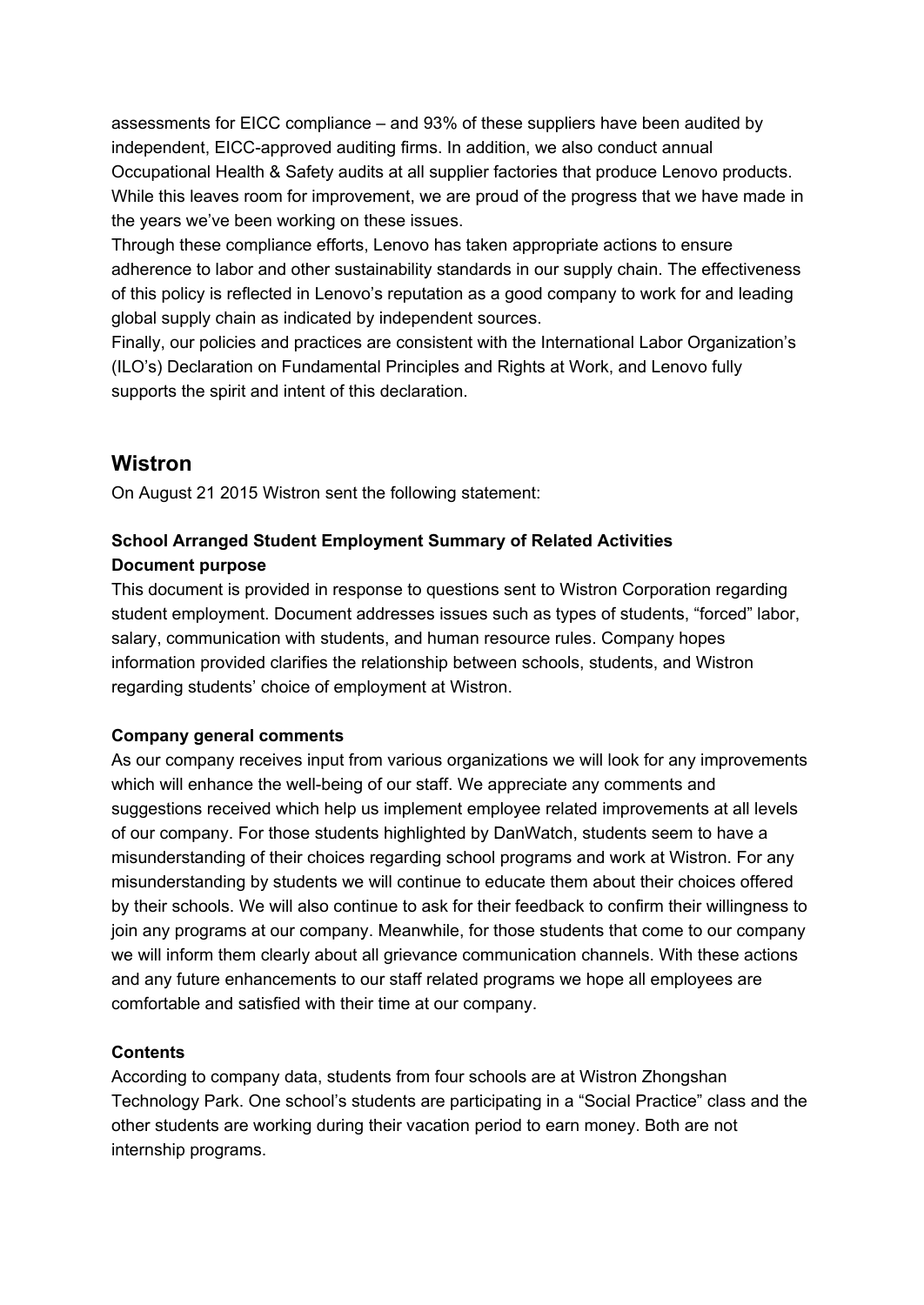assessments for EICC compliance – and 93% of these suppliers have been audited by independent, EICC-approved auditing firms. In addition, we also conduct annual Occupational Health & Safety audits at all supplier factories that produce Lenovo products. While this leaves room for improvement, we are proud of the progress that we have made in the years we've been working on these issues.

Through these compliance efforts, Lenovo has taken appropriate actions to ensure adherence to labor and other sustainability standards in our supply chain. The effectiveness of this policy is reflected in Lenovo's reputation as a good company to work for and leading global supply chain as indicated by independent sources.

Finally, our policies and practices are consistent with the International Labor Organization's (ILO's) Declaration on Fundamental Principles and Rights at Work, and Lenovo fully supports the spirit and intent of this declaration.

## Wistron

On August 21 2015 Wistron sent the following statement:

**School Arranged Student Employment Summary of Related Activities**

**Document purpose**

This document is provided in response to questions sent to Wistron Corporation regarding student employment. Document addresses issues such as types of students, "forced" labor, salary, communication with students, and human resource rules. Company hopes information provided clarifies the relationship between schools, students, and Wistron regarding students' choice of employment at Wistron.

**Company general comments**

As our company receives input from various organizations we will look for any improvements which will enhance the well-being of our staff. We appreciate any comments and suggestions received which help us implement employee related improvements at all levels of our company. For those students highlighted by DanWatch, students seem to have a misunderstanding of their choices regarding school programs and work at Wistron. For any misunderstanding by students we will continue to educate them about their choices offered by their schools. We will also continue to ask for their feedback to confirm their willingness to join any programs at our company. Meanwhile, for those students that come to our company we will inform them clearly about all grievance communication channels. With these actions and any future enhancements to our staff related programs we hope all employees are comfortable and satisfied with their time at our company.

**Contents**

According to company data, students from four schools are at Wistron Zhongshan Technology Park. One school's students are participating in a "Social Practice" class and the other students are working during their vacation period to earn money. Both are not internship programs.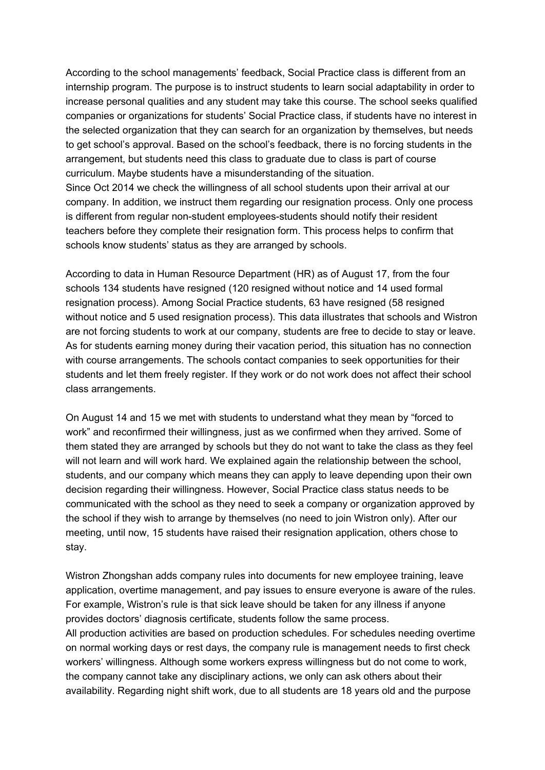According to the school managements' feedback, Social Practice class is different from an internship program. The purpose is to instruct students to learn social adaptability in order to increase personal qualities and any student may take this course. The school seeks qualified companies or organizations for students' Social Practice class, if students have no interest in the selected organization that they can search for an organization by themselves, but needs to get school's approval. Based on the school's feedback, there is no forcing students in the arrangement, but students need this class to graduate due to class is part of course curriculum. Maybe students have a misunderstanding of the situation.
Since Oct 2014 we check the willingness of all school students upon their arrival at our company. In addition, we instruct them regarding our resignation process. Only one process is different from regular non-student employees-students should notify their resident teachers before they complete their resignation form. This process helps to confirm that schools know students' status as they are arranged by schools.

According to data in Human Resource Department (HR) as of August 17, from the four schools 134 students have resigned (120 resigned without notice and 14 used formal resignation process). Among Social Practice students, 63 have resigned (58 resigned without notice and 5 used resignation process). This data illustrates that schools and Wistron are not forcing students to work at our company, students are free to decide to stay or leave. As for students earning money during their vacation period, this situation has no connection with course arrangements. The schools contact companies to seek opportunities for their students and let them freely register. If they work or do not work does not affect their school class arrangements.

On August 14 and 15 we met with students to understand what they mean by "forced to work" and reconfirmed their willingness, just as we confirmed when they arrived. Some of them stated they are arranged by schools but they do not want to take the class as they feel will not learn and will work hard. We explained again the relationship between the school, students, and our company which means they can apply to leave depending upon their own decision regarding their willingness. However, Social Practice class status needs to be communicated with the school as they need to seek a company or organization approved by the school if they wish to arrange by themselves (no need to join Wistron only). After our meeting, until now, 15 students have raised their resignation application, others chose to stay.

Wistron Zhongshan adds company rules into documents for new employee training, leave application, overtime management, and pay issues to ensure everyone is aware of the rules. For example, Wistron's rule is that sick leave should be taken for any illness if anyone provides doctors' diagnosis certificate, students follow the same process.
All production activities are based on production schedules. For schedules needing overtime on normal working days or rest days, the company rule is management needs to first check workers' willingness. Although some workers express willingness but do not come to work, the company cannot take any disciplinary actions, we only can ask others about their availability. Regarding night shift work, due to all students are 18 years old and the purpose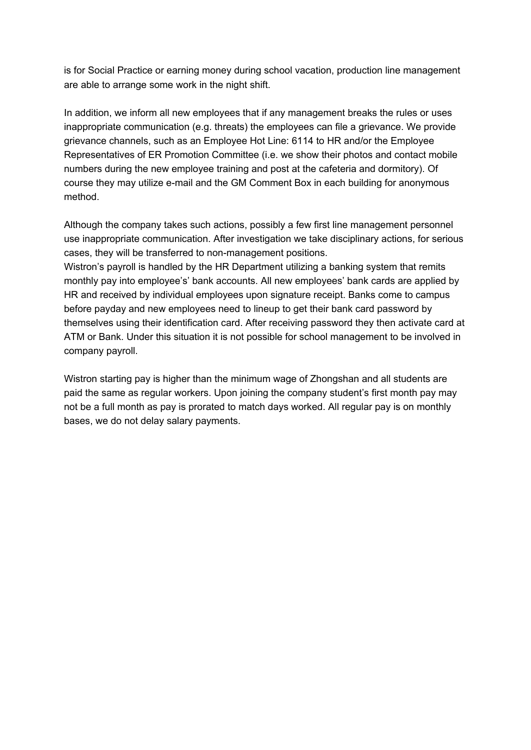is for Social Practice or earning money during school vacation, production line management are able to arrange some work in the night shift.

In addition, we inform all new employees that if any management breaks the rules or uses inappropriate communication (e.g. threats) the employees can file a grievance. We provide grievance channels, such as an Employee Hot Line: 6114 to HR and/or the Employee Representatives of ER Promotion Committee (i.e. we show their photos and contact mobile numbers during the new employee training and post at the cafeteria and dormitory). Of course they may utilize e-mail and the GM Comment Box in each building for anonymous method.

Although the company takes such actions, possibly a few first line management personnel use inappropriate communication. After investigation we take disciplinary actions, for serious cases, they will be transferred to non-management positions.
Wistron's payroll is handled by the HR Department utilizing a banking system that remits monthly pay into employee's' bank accounts. All new employees' bank cards are applied by HR and received by individual employees upon signature receipt. Banks come to campus before payday and new employees need to lineup to get their bank card password by themselves using their identification card. After receiving password they then activate card at ATM or Bank. Under this situation it is not possible for school management to be involved in company payroll.

Wistron starting pay is higher than the minimum wage of Zhongshan and all students are paid the same as regular workers. Upon joining the company student's first month pay may not be a full month as pay is prorated to match days worked. All regular pay is on monthly bases, we do not delay salary payments.